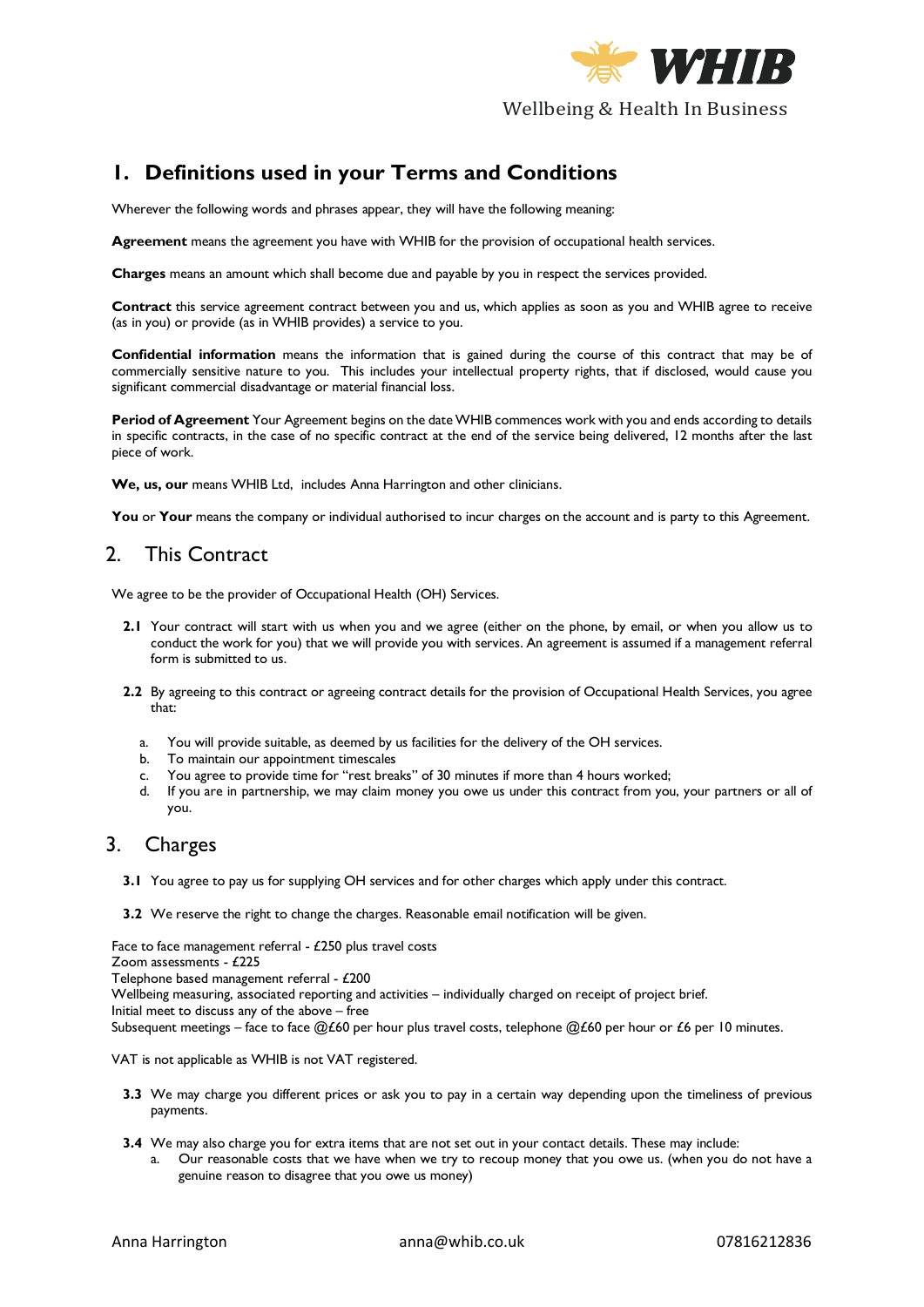WHIB

Wellbeing & Health In Business

# 1. Definitions used in your Terms and Conditions

Wherever the following words and phrases appear, they will have the following meaning:

**Agreement** means the agreement you have with WHIB for the provision of occupational health services.

**Charges** means an amount which shall become due and payable by you in respect the services provided.

**Contract** this service agreement contract between you and us, which applies as soon as you and WHIB agree to receive (as in you) or provide (as in WHIB provides) a service to you.

**Confidential information** means the information that is gained during the course of this contract that may be of commercially sensitive nature to you. This includes your intellectual property rights, that if disclosed, would cause you significant commercial disadvantage or material financial loss.

**Period of Agreement** Your Agreement begins on the date WHIB commences work with you and ends according to details in specific contracts, in the case of no specific contract at the end of the service being delivered, 12 months after the last piece of work.

**We, us, our** means WHIB Ltd, includes Anna Harrington and other clinicians.

**You** or **Your** means the company or individual authorised to incur charges on the account and is party to this Agreement.

## 2. This Contract

We agree to be the provider of Occupational Health (OH) Services.

**2.1** Your contract will start with us when you and we agree (either on the phone, by email, or when you allow us to conduct the work for you) that we will provide you with services. An agreement is assumed if a management referral form is submitted to us.

**2.2** By agreeing to this contract or agreeing contract details for the provision of Occupational Health Services, you agree that:

a. You will provide suitable, as deemed by us facilities for the delivery of the OH services.
b. To maintain our appointment timescales
c. You agree to provide time for "rest breaks" of 30 minutes if more than 4 hours worked;
d. If you are in partnership, we may claim money you owe us under this contract from you, your partners or all of you.

## 3. Charges

**3.1** You agree to pay us for supplying OH services and for other charges which apply under this contract.

**3.2** We reserve the right to change the charges. Reasonable email notification will be given.

Face to face management referral - £250 plus travel costs
Zoom assessments - £225
Telephone based management referral - £200
Wellbeing measuring, associated reporting and activities – individually charged on receipt of project brief.
Initial meet to discuss any of the above – free
Subsequent meetings – face to face @£60 per hour plus travel costs, telephone @£60 per hour or £6 per 10 minutes.

VAT is not applicable as WHIB is not VAT registered.

**3.3** We may charge you different prices or ask you to pay in a certain way depending upon the timeliness of previous payments.

**3.4** We may also charge you for extra items that are not set out in your contact details. These may include:

a. Our reasonable costs that we have when we try to recoup money that you owe us. (when you do not have a genuine reason to disagree that you owe us money)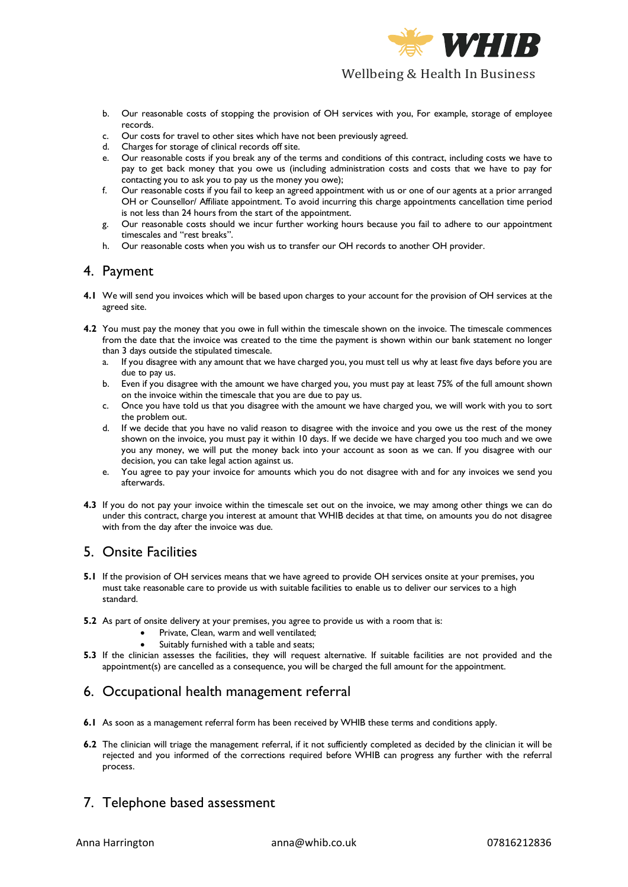b. Our reasonable costs of stopping the provision of OH services with you, For example, storage of employee records.
c. Our costs for travel to other sites which have not been previously agreed.
d. Charges for storage of clinical records off site.
e. Our reasonable costs if you break any of the terms and conditions of this contract, including costs we have to pay to get back money that you owe us (including administration costs and costs that we have to pay for contacting you to ask you to pay us the money you owe);
f. Our reasonable costs if you fail to keep an agreed appointment with us or one of our agents at a prior arranged OH or Counsellor/ Affiliate appointment. To avoid incurring this charge appointments cancellation time period is not less than 24 hours from the start of the appointment.
g. Our reasonable costs should we incur further working hours because you fail to adhere to our appointment timescales and "rest breaks".
h. Our reasonable costs when you wish us to transfer our OH records to another OH provider.

## 4. Payment

**4.1** We will send you invoices which will be based upon charges to your account for the provision of OH services at the agreed site.

**4.2** You must pay the money that you owe in full within the timescale shown on the invoice. The timescale commences from the date that the invoice was created to the time the payment is shown within our bank statement no longer than 3 days outside the stipulated timescale.

a. If you disagree with any amount that we have charged you, you must tell us why at least five days before you are due to pay us.
b. Even if you disagree with the amount we have charged you, you must pay at least 75% of the full amount shown on the invoice within the timescale that you are due to pay us.
c. Once you have told us that you disagree with the amount we have charged you, we will work with you to sort the problem out.
d. If we decide that you have no valid reason to disagree with the invoice and you owe us the rest of the money shown on the invoice, you must pay it within 10 days. If we decide we have charged you too much and we owe you any money, we will put the money back into your account as soon as we can. If you disagree with our decision, you can take legal action against us.
e. You agree to pay your invoice for amounts which you do not disagree with and for any invoices we send you afterwards.

**4.3** If you do not pay your invoice within the timescale set out on the invoice, we may among other things we can do under this contract, charge you interest at amount that WHIB decides at that time, on amounts you do not disagree with from the day after the invoice was due.

## 5. Onsite Facilities

**5.1** If the provision of OH services means that we have agreed to provide OH services onsite at your premises, you must take reasonable care to provide us with suitable facilities to enable us to deliver our services to a high standard.

**5.2** As part of onsite delivery at your premises, you agree to provide us with a room that is:

- Private, Clean, warm and well ventilated;
- Suitably furnished with a table and seats;

**5.3** If the clinician assesses the facilities, they will request alternative. If suitable facilities are not provided and the appointment(s) are cancelled as a consequence, you will be charged the full amount for the appointment.

## 6. Occupational health management referral

**6.1** As soon as a management referral form has been received by WHIB these terms and conditions apply.

**6.2** The clinician will triage the management referral, if it not sufficiently completed as decided by the clinician it will be rejected and you informed of the corrections required before WHIB can progress any further with the referral process.

## 7. Telephone based assessment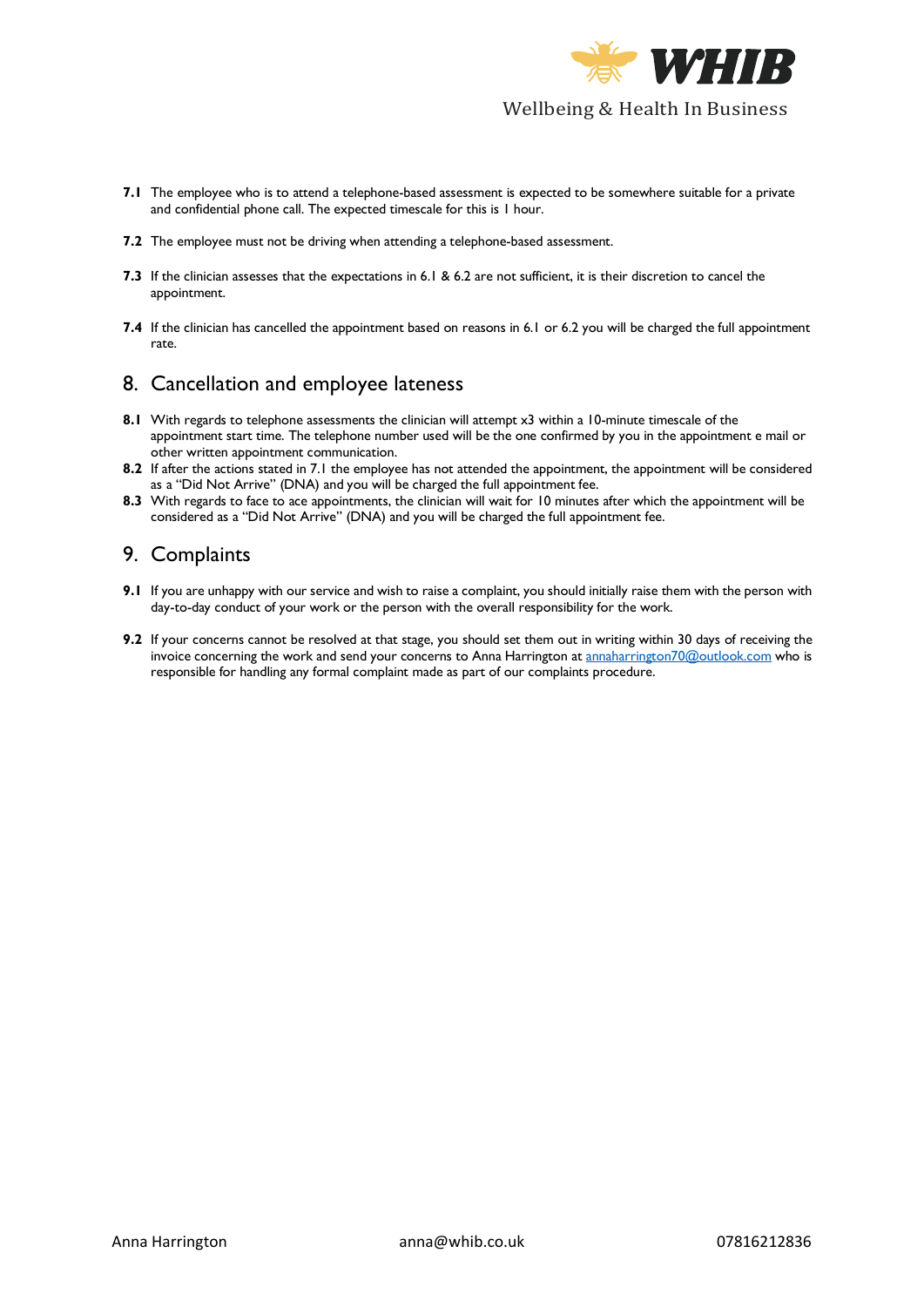**7.1** The employee who is to attend a telephone-based assessment is expected to be somewhere suitable for a private and confidential phone call. The expected timescale for this is 1 hour.

**7.2** The employee must not be driving when attending a telephone-based assessment.

**7.3** If the clinician assesses that the expectations in 6.1 & 6.2 are not sufficient, it is their discretion to cancel the appointment.

**7.4** If the clinician has cancelled the appointment based on reasons in 6.1 or 6.2 you will be charged the full appointment rate.

## 8. Cancellation and employee lateness

**8.1** With regards to telephone assessments the clinician will attempt x3 within a 10-minute timescale of the appointment start time. The telephone number used will be the one confirmed by you in the appointment e mail or other written appointment communication.

**8.2** If after the actions stated in 7.1 the employee has not attended the appointment, the appointment will be considered as a "Did Not Arrive" (DNA) and you will be charged the full appointment fee.

**8.3** With regards to face to ace appointments, the clinician will wait for 10 minutes after which the appointment will be considered as a "Did Not Arrive" (DNA) and you will be charged the full appointment fee.

## 9. Complaints

**9.1** If you are unhappy with our service and wish to raise a complaint, you should initially raise them with the person with day-to-day conduct of your work or the person with the overall responsibility for the work.

**9.2** If your concerns cannot be resolved at that stage, you should set them out in writing within 30 days of receiving the invoice concerning the work and send your concerns to Anna Harrington at annaharrington70@outlook.com who is responsible for handling any formal complaint made as part of our complaints procedure.